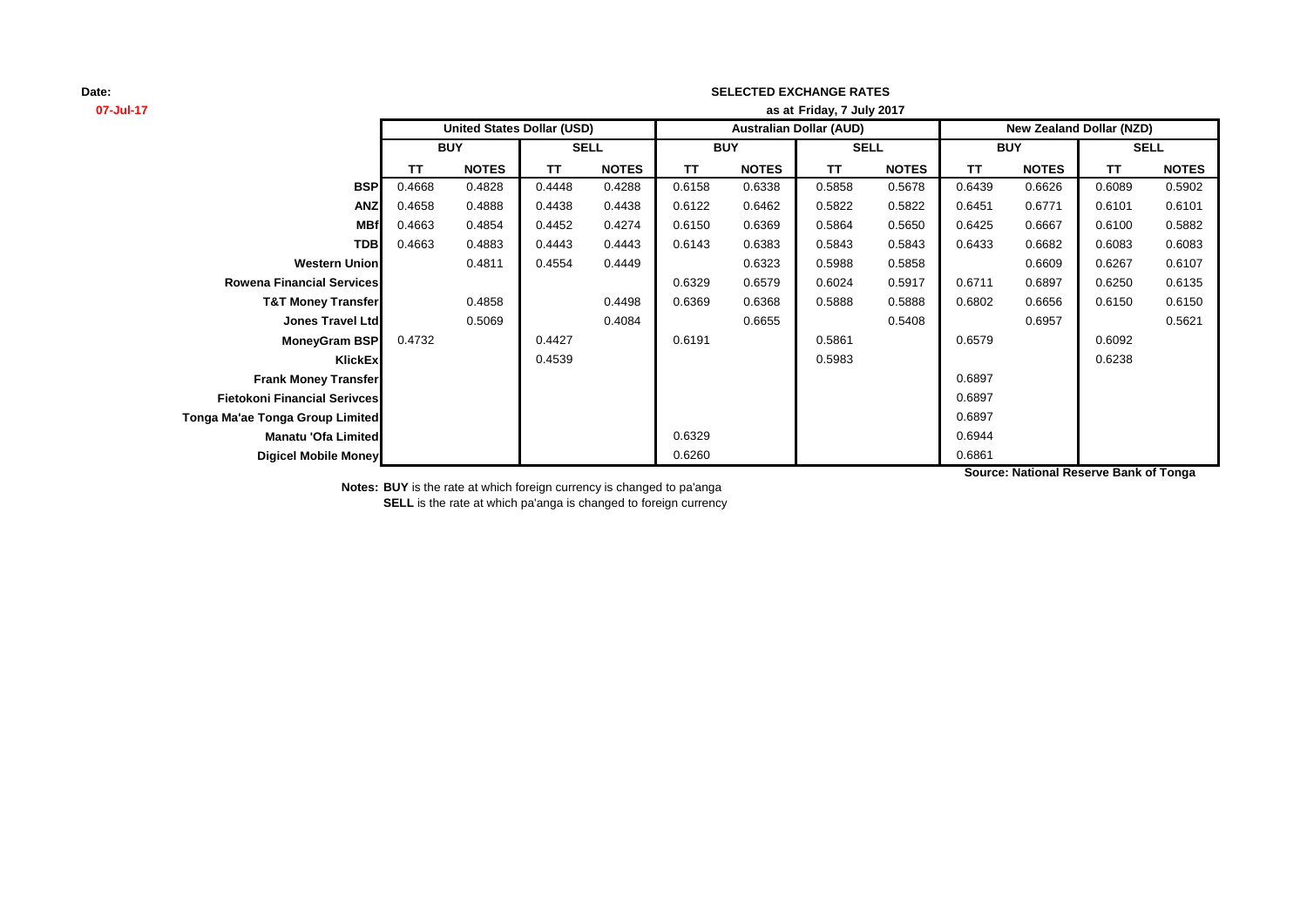**Date:**
**07-Jul-17**

## SELECTED EXCHANGE RATES

**as at Friday, 7 July 2017**

| | United States Dollar (USD) | | | | Australian Dollar (AUD) | | | | New Zealand Dollar (NZD) | | | |
|---|---|---|---|---|---|---|---|---|---|---|---|---|
| | BUY | | SELL | | BUY | | SELL | | BUY | | SELL | |
| | TT | NOTES | TT | NOTES | TT | NOTES | TT | NOTES | TT | NOTES | TT | NOTES |
| **BSP** | 0.4668 | 0.4828 | 0.4448 | 0.4288 | 0.6158 | 0.6338 | 0.5858 | 0.5678 | 0.6439 | 0.6626 | 0.6089 | 0.5902 |
| **ANZ** | 0.4658 | 0.4888 | 0.4438 | 0.4438 | 0.6122 | 0.6462 | 0.5822 | 0.5822 | 0.6451 | 0.6771 | 0.6101 | 0.6101 |
| **MBf** | 0.4663 | 0.4854 | 0.4452 | 0.4274 | 0.6150 | 0.6369 | 0.5864 | 0.5650 | 0.6425 | 0.6667 | 0.6100 | 0.5882 |
| **TDB** | 0.4663 | 0.4883 | 0.4443 | 0.4443 | 0.6143 | 0.6383 | 0.5843 | 0.5843 | 0.6433 | 0.6682 | 0.6083 | 0.6083 |
| **Western Union** | | 0.4811 | 0.4554 | 0.4449 | | 0.6323 | 0.5988 | 0.5858 | | 0.6609 | 0.6267 | 0.6107 |
| **Rowena Financial Services** | | | | | 0.6329 | 0.6579 | 0.6024 | 0.5917 | 0.6711 | 0.6897 | 0.6250 | 0.6135 |
| **T&T Money Transfer** | | 0.4858 | | 0.4498 | 0.6369 | 0.6368 | 0.5888 | 0.5888 | 0.6802 | 0.6656 | 0.6150 | 0.6150 |
| **Jones Travel Ltd** | | 0.5069 | | 0.4084 | | 0.6655 | | 0.5408 | | 0.6957 | | 0.5621 |
| **MoneyGram BSP** | 0.4732 | | 0.4427 | | 0.6191 | | 0.5861 | | 0.6579 | | 0.6092 | |
| **KlickEx** | | | 0.4539 | | | | 0.5983 | | | | 0.6238 | |
| **Frank Money Transfer** | | | | | | | | | 0.6897 | | | |
| **Fietokoni Financial Serivces** | | | | | | | | | 0.6897 | | | |
| **Tonga Ma'ae Tonga Group Limited** | | | | | | | | | 0.6897 | | | |
| **Manatu 'Ofa Limited** | | | | | 0.6329 | | | | 0.6944 | | | |
| **Digicel Mobile Money** | | | | | 0.6260 | | | | 0.6861 | | | |

**Source: National Reserve Bank of Tonga**

**Notes: BUY** is the rate at which foreign currency is changed to pa'anga
**SELL** is the rate at which pa'anga is changed to foreign currency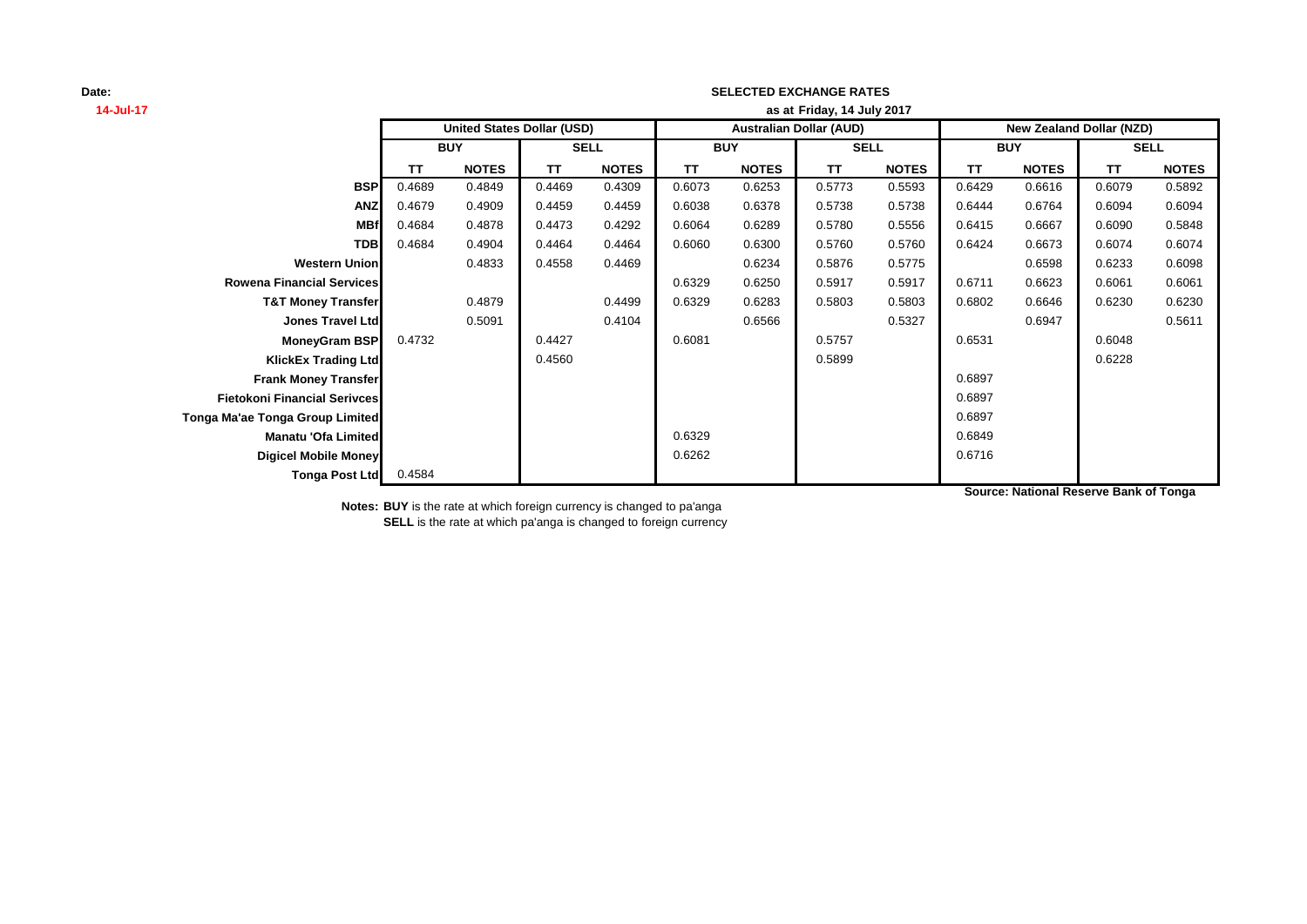**Date:**
**14-Jul-17**

**SELECTED EXCHANGE RATES**
**as at Friday, 14 July 2017**

| | United States Dollar (USD) | | | | Australian Dollar (AUD) | | | | New Zealand Dollar (NZD) | | | |
|---|---|---|---|---|---|---|---|---|---|---|---|---|
| | BUY | | SELL | | BUY | | SELL | | BUY | | SELL | |
| | TT | NOTES | TT | NOTES | TT | NOTES | TT | NOTES | TT | NOTES | TT | NOTES |
| **BSP** | 0.4689 | 0.4849 | 0.4469 | 0.4309 | 0.6073 | 0.6253 | 0.5773 | 0.5593 | 0.6429 | 0.6616 | 0.6079 | 0.5892 |
| **ANZ** | 0.4679 | 0.4909 | 0.4459 | 0.4459 | 0.6038 | 0.6378 | 0.5738 | 0.5738 | 0.6444 | 0.6764 | 0.6094 | 0.6094 |
| **MBf** | 0.4684 | 0.4878 | 0.4473 | 0.4292 | 0.6064 | 0.6289 | 0.5780 | 0.5556 | 0.6415 | 0.6667 | 0.6090 | 0.5848 |
| **TDB** | 0.4684 | 0.4904 | 0.4464 | 0.4464 | 0.6060 | 0.6300 | 0.5760 | 0.5760 | 0.6424 | 0.6673 | 0.6074 | 0.6074 |
| **Western Union** | | 0.4833 | 0.4558 | 0.4469 | | 0.6234 | 0.5876 | 0.5775 | | 0.6598 | 0.6233 | 0.6098 |
| **Rowena Financial Services** | | | | | 0.6329 | 0.6250 | 0.5917 | 0.5917 | 0.6711 | 0.6623 | 0.6061 | 0.6061 |
| **T&T Money Transfer** | | 0.4879 | | 0.4499 | 0.6329 | 0.6283 | 0.5803 | 0.5803 | 0.6802 | 0.6646 | 0.6230 | 0.6230 |
| **Jones Travel Ltd** | | 0.5091 | | 0.4104 | | 0.6566 | | 0.5327 | | 0.6947 | | 0.5611 |
| **MoneyGram BSP** | 0.4732 | | 0.4427 | | 0.6081 | | 0.5757 | | 0.6531 | | 0.6048 | |
| **KlickEx Trading Ltd** | | | 0.4560 | | | | 0.5899 | | | | 0.6228 | |
| **Frank Money Transfer** | | | | | | | | | 0.6897 | | | |
| **Fietokoni Financial Serivces** | | | | | | | | | 0.6897 | | | |
| **Tonga Ma'ae Tonga Group Limited** | | | | | | | | | 0.6897 | | | |
| **Manatu 'Ofa Limited** | | | | | 0.6329 | | | | 0.6849 | | | |
| **Digicel Mobile Money** | | | | | 0.6262 | | | | 0.6716 | | | |
| **Tonga Post Ltd** | 0.4584 | | | | | | | | | | | |

**Source: National Reserve Bank of Tonga**

**Notes: BUY** is the rate at which foreign currency is changed to pa'anga
**SELL** is the rate at which pa'anga is changed to foreign currency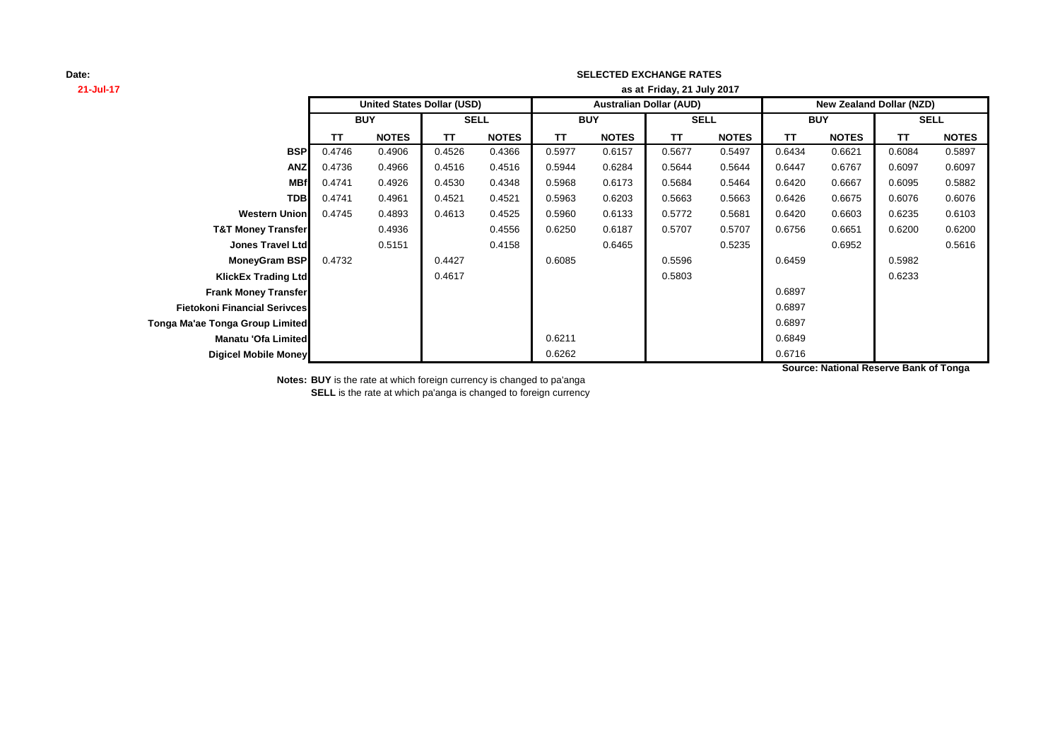**Date:**
**21-Jul-17**

## SELECTED EXCHANGE RATES

**as at Friday, 21 July 2017**

| | United States Dollar (USD) | | | | Australian Dollar (AUD) | | | | New Zealand Dollar (NZD) | | | |
|---|---|---|---|---|---|---|---|---|---|---|---|---|
| | BUY | | SELL | | BUY | | SELL | | BUY | | SELL | |
| | TT | NOTES | TT | NOTES | TT | NOTES | TT | NOTES | TT | NOTES | TT | NOTES |
| **BSP** | 0.4746 | 0.4906 | 0.4526 | 0.4366 | 0.5977 | 0.6157 | 0.5677 | 0.5497 | 0.6434 | 0.6621 | 0.6084 | 0.5897 |
| **ANZ** | 0.4736 | 0.4966 | 0.4516 | 0.4516 | 0.5944 | 0.6284 | 0.5644 | 0.5644 | 0.6447 | 0.6767 | 0.6097 | 0.6097 |
| **MBf** | 0.4741 | 0.4926 | 0.4530 | 0.4348 | 0.5968 | 0.6173 | 0.5684 | 0.5464 | 0.6420 | 0.6667 | 0.6095 | 0.5882 |
| **TDB** | 0.4741 | 0.4961 | 0.4521 | 0.4521 | 0.5963 | 0.6203 | 0.5663 | 0.5663 | 0.6426 | 0.6675 | 0.6076 | 0.6076 |
| **Western Union** | 0.4745 | 0.4893 | 0.4613 | 0.4525 | 0.5960 | 0.6133 | 0.5772 | 0.5681 | 0.6420 | 0.6603 | 0.6235 | 0.6103 |
| **T&T Money Transfer** | | 0.4936 | | 0.4556 | 0.6250 | 0.6187 | 0.5707 | 0.5707 | 0.6756 | 0.6651 | 0.6200 | 0.6200 |
| **Jones Travel Ltd** | | 0.5151 | | 0.4158 | | 0.6465 | | 0.5235 | | 0.6952 | | 0.5616 |
| **MoneyGram BSP** | 0.4732 | | 0.4427 | | 0.6085 | | 0.5596 | | 0.6459 | | 0.5982 | |
| **KlickEx Trading Ltd** | | | 0.4617 | | | | 0.5803 | | | | 0.6233 | |
| **Frank Money Transfer** | | | | | | | | | 0.6897 | | | |
| **Fietokoni Financial Serivces** | | | | | | | | | 0.6897 | | | |
| **Tonga Ma'ae Tonga Group Limited** | | | | | | | | | 0.6897 | | | |
| **Manatu 'Ofa Limited** | | | | | 0.6211 | | | | 0.6849 | | | |
| **Digicel Mobile Money** | | | | | 0.6262 | | | | 0.6716 | | | |

**Source: National Reserve Bank of Tonga**

**Notes: BUY** is the rate at which foreign currency is changed to pa'anga
**SELL** is the rate at which pa'anga is changed to foreign currency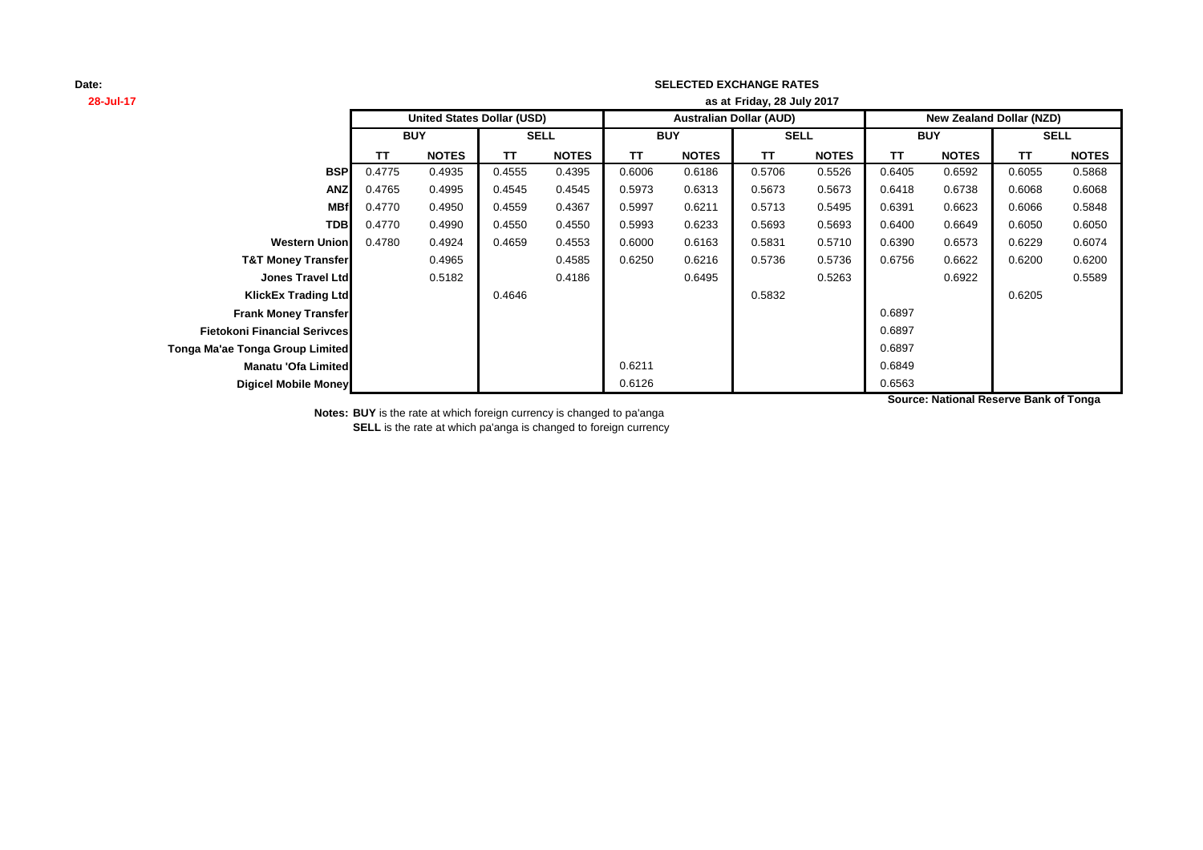Date:
28-Jul-17

**SELECTED EXCHANGE RATES**

**as at Friday, 28 July 2017**

| | United States Dollar (USD) | | | | Australian Dollar (AUD) | | | | New Zealand Dollar (NZD) | | | |
|---|---|---|---|---|---|---|---|---|---|---|---|---|
| | BUY | | SELL | | BUY | | SELL | | BUY | | SELL | |
| | TT | NOTES | TT | NOTES | TT | NOTES | TT | NOTES | TT | NOTES | TT | NOTES |
| **BSP** | 0.4775 | 0.4935 | 0.4555 | 0.4395 | 0.6006 | 0.6186 | 0.5706 | 0.5526 | 0.6405 | 0.6592 | 0.6055 | 0.5868 |
| **ANZ** | 0.4765 | 0.4995 | 0.4545 | 0.4545 | 0.5973 | 0.6313 | 0.5673 | 0.5673 | 0.6418 | 0.6738 | 0.6068 | 0.6068 |
| **MBf** | 0.4770 | 0.4950 | 0.4559 | 0.4367 | 0.5997 | 0.6211 | 0.5713 | 0.5495 | 0.6391 | 0.6623 | 0.6066 | 0.5848 |
| **TDB** | 0.4770 | 0.4990 | 0.4550 | 0.4550 | 0.5993 | 0.6233 | 0.5693 | 0.5693 | 0.6400 | 0.6649 | 0.6050 | 0.6050 |
| **Western Union** | 0.4780 | 0.4924 | 0.4659 | 0.4553 | 0.6000 | 0.6163 | 0.5831 | 0.5710 | 0.6390 | 0.6573 | 0.6229 | 0.6074 |
| **T&T Money Transfer** | | 0.4965 | | 0.4585 | 0.6250 | 0.6216 | 0.5736 | 0.5736 | 0.6756 | 0.6622 | 0.6200 | 0.6200 |
| **Jones Travel Ltd** | | 0.5182 | | 0.4186 | | 0.6495 | | 0.5263 | | 0.6922 | | 0.5589 |
| **KlickEx Trading Ltd** | | | 0.4646 | | | | 0.5832 | | | | 0.6205 | |
| **Frank Money Transfer** | | | | | | | | | 0.6897 | | | |
| **Fietokoni Financial Serivces** | | | | | | | | | 0.6897 | | | |
| **Tonga Ma'ae Tonga Group Limited** | | | | | | | | | 0.6897 | | | |
| **Manatu 'Ofa Limited** | | | | | 0.6211 | | | | 0.6849 | | | |
| **Digicel Mobile Money** | | | | | 0.6126 | | | | 0.6563 | | | |

**Source: National Reserve Bank of Tonga**

**Notes: BUY** is the rate at which foreign currency is changed to pa'anga

**SELL** is the rate at which pa'anga is changed to foreign currency